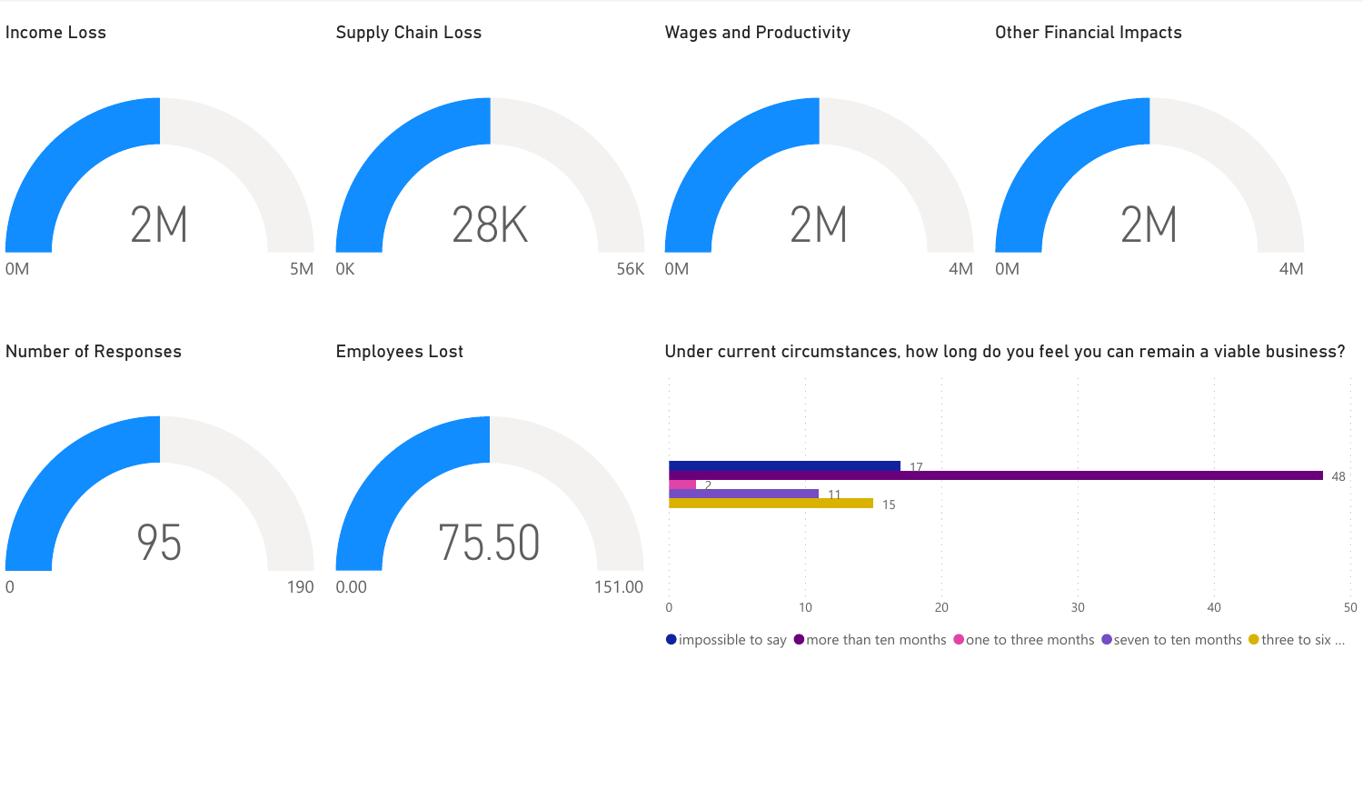## Income Loss

2M

0M — 5M

## Supply Chain Loss

28K

0K — 56K

## Wages and Productivity

2M

0M — 4M

## Other Financial Impacts

2M

0M — 4M

## Number of Responses

95

0 — 190

## Employees Lost

75.50

0.00 — 151.00

## Under current circumstances, how long do you feel you can remain a viable business?

| Response | Count |
| --- | --- |
| impossible to say | 17 |
| more than ten months | 48 |
| one to three months | 2 |
| seven to ten months | 11 |
| three to six ... | 15 |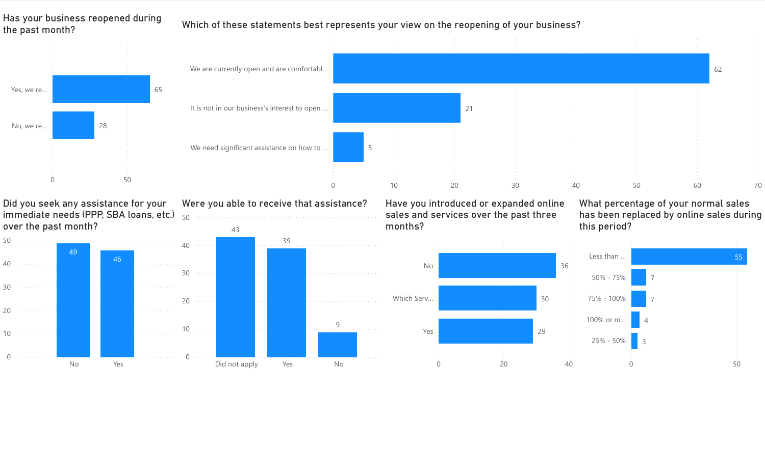Has your business reopened during the past month?

Yes, we re...
65
No, we re...
28
0
50

Which of these statements best represents your view on the reopening of your business?

We are currently open and are comfortabl...
62
It is not in our business's interest to open ...
21
We need significant assistance on how to ...
5
0
10
20
30
40
50
60
70

Did you seek any assistance for your immediate needs (PPP, SBA loans, etc.) over the past month?

50
40
30
20
10
0
49
46
No
Yes

Were you able to receive that assistance?

50
40
30
20
10
0
43
39
9
Did not apply
Yes
No

Have you introduced or expanded online sales and services over the past three months?

No
36
Which Serv...
30
Yes
29
0
20
40

What percentage of your normal sales has been replaced by online sales during this period?

Less than ...
55
50% - 75%
7
75% - 100%
7
100% or m...
4
25% - 50%
3
0
50